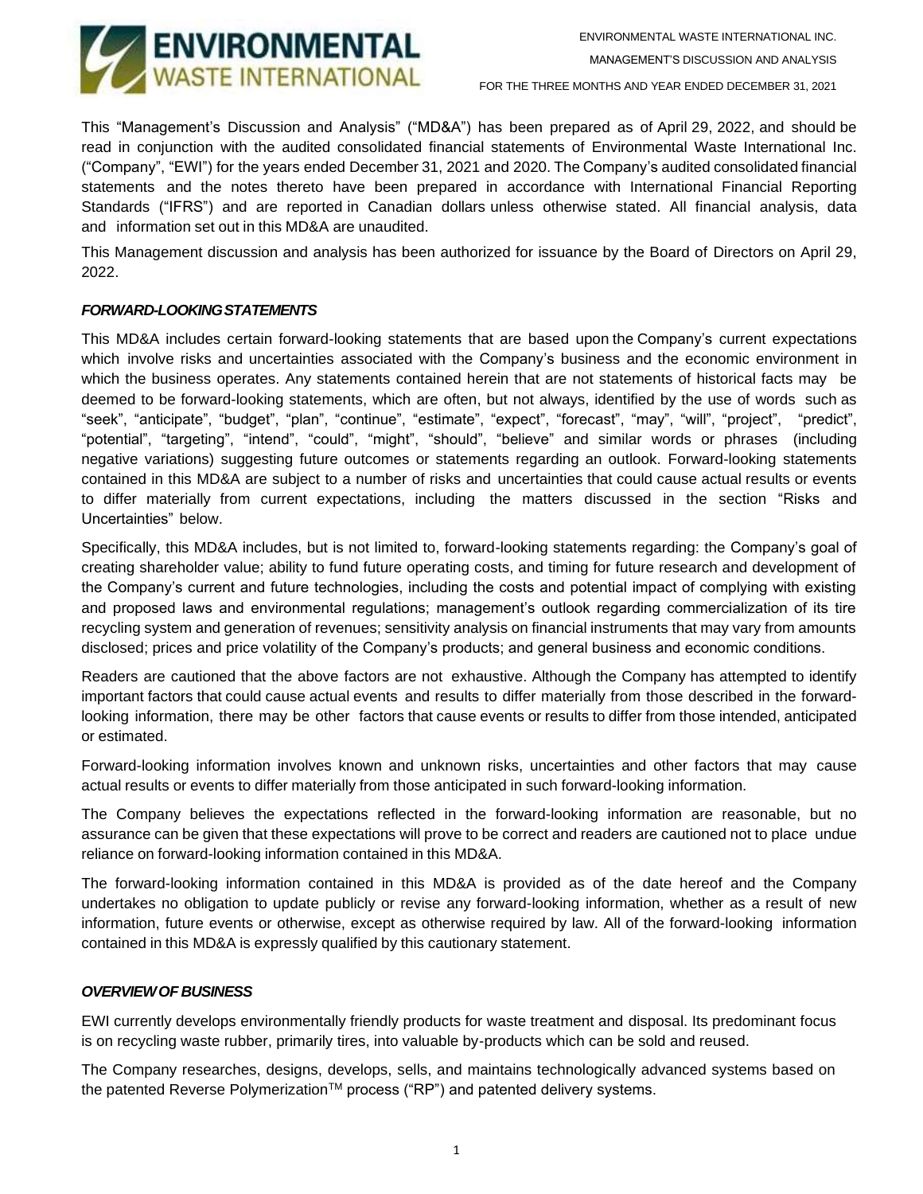This "Management's Discussion and Analysis" ("MD&A") has been prepared as of April 29, 2022, and should be read in conjunction with the audited consolidated financial statements of Environmental Waste International Inc. ("Company", "EWI") for the years ended December 31, 2021 and 2020. The Company's audited consolidated financial statements and the notes thereto have been prepared in accordance with International Financial Reporting Standards ("IFRS") and are reported in Canadian dollars unless otherwise stated. All financial analysis, data and information set out in this MD&A are unaudited.

This Management discussion and analysis has been authorized for issuance by the Board of Directors on April 29, 2022.

### *FORWARD-LOOKING STATEMENTS*

This MD&A includes certain forward-looking statements that are based upon the Company's current expectations which involve risks and uncertainties associated with the Company's business and the economic environment in which the business operates. Any statements contained herein that are not statements of historical facts may be deemed to be forward-looking statements, which are often, but not always, identified by the use of words such as "seek", "anticipate", "budget", "plan", "continue", "estimate", "expect", "forecast", "may", "will", "project", "predict", "potential", "targeting", "intend", "could", "might", "should", "believe" and similar words or phrases (including negative variations) suggesting future outcomes or statements regarding an outlook. Forward-looking statements contained in this MD&A are subject to a number of risks and uncertainties that could cause actual results or events to differ materially from current expectations, including the matters discussed in the section "Risks and Uncertainties" below.

Specifically, this MD&A includes, but is not limited to, forward-looking statements regarding: the Company's goal of creating shareholder value; ability to fund future operating costs, and timing for future research and development of the Company's current and future technologies, including the costs and potential impact of complying with existing and proposed laws and environmental regulations; management's outlook regarding commercialization of its tire recycling system and generation of revenues; sensitivity analysis on financial instruments that may vary from amounts disclosed; prices and price volatility of the Company's products; and general business and economic conditions.

Readers are cautioned that the above factors are not exhaustive. Although the Company has attempted to identify important factors that could cause actual events and results to differ materially from those described in the forward-looking information, there may be other factors that cause events or results to differ from those intended, anticipated or estimated.

Forward-looking information involves known and unknown risks, uncertainties and other factors that may cause actual results or events to differ materially from those anticipated in such forward-looking information.

The Company believes the expectations reflected in the forward-looking information are reasonable, but no assurance can be given that these expectations will prove to be correct and readers are cautioned not to place undue reliance on forward-looking information contained in this MD&A.

The forward-looking information contained in this MD&A is provided as of the date hereof and the Company undertakes no obligation to update publicly or revise any forward-looking information, whether as a result of new information, future events or otherwise, except as otherwise required by law. All of the forward-looking information contained in this MD&A is expressly qualified by this cautionary statement.

### *OVERVIEW OF BUSINESS*

EWI currently develops environmentally friendly products for waste treatment and disposal. Its predominant focus is on recycling waste rubber, primarily tires, into valuable by-products which can be sold and reused.

The Company researches, designs, develops, sells, and maintains technologically advanced systems based on the patented Reverse Polymerization™ process ("RP") and patented delivery systems.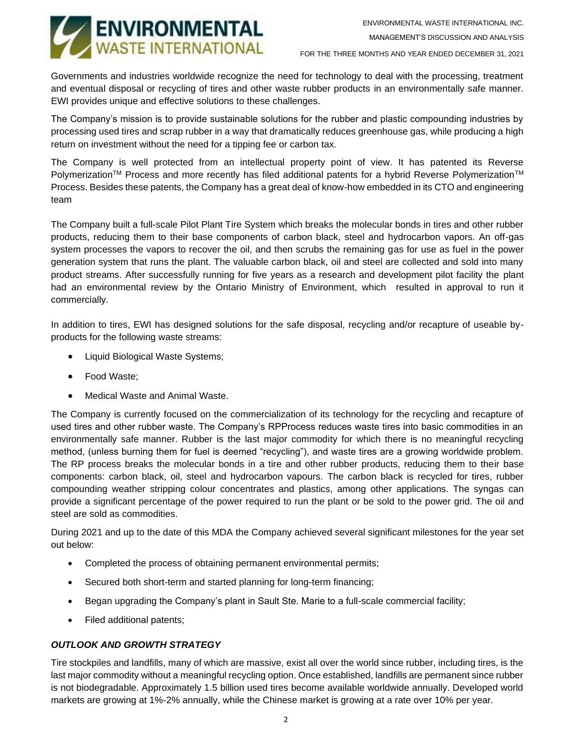Governments and industries worldwide recognize the need for technology to deal with the processing, treatment and eventual disposal or recycling of tires and other waste rubber products in an environmentally safe manner. EWI provides unique and effective solutions to these challenges.

The Company's mission is to provide sustainable solutions for the rubber and plastic compounding industries by processing used tires and scrap rubber in a way that dramatically reduces greenhouse gas, while producing a high return on investment without the need for a tipping fee or carbon tax.

The Company is well protected from an intellectual property point of view. It has patented its Reverse Polymerization™ Process and more recently has filed additional patents for a hybrid Reverse Polymerization™ Process. Besides these patents, the Company has a great deal of know-how embedded in its CTO and engineering team

The Company built a full-scale Pilot Plant Tire System which breaks the molecular bonds in tires and other rubber products, reducing them to their base components of carbon black, steel and hydrocarbon vapors. An off-gas system processes the vapors to recover the oil, and then scrubs the remaining gas for use as fuel in the power generation system that runs the plant. The valuable carbon black, oil and steel are collected and sold into many product streams. After successfully running for five years as a research and development pilot facility the plant had an environmental review by the Ontario Ministry of Environment, which resulted in approval to run it commercially.

In addition to tires, EWI has designed solutions for the safe disposal, recycling and/or recapture of useable by-products for the following waste streams:

- Liquid Biological Waste Systems;
- Food Waste;
- Medical Waste and Animal Waste.

The Company is currently focused on the commercialization of its technology for the recycling and recapture of used tires and other rubber waste. The Company's RPProcess reduces waste tires into basic commodities in an environmentally safe manner. Rubber is the last major commodity for which there is no meaningful recycling method, (unless burning them for fuel is deemed "recycling"), and waste tires are a growing worldwide problem. The RP process breaks the molecular bonds in a tire and other rubber products, reducing them to their base components: carbon black, oil, steel and hydrocarbon vapours. The carbon black is recycled for tires, rubber compounding weather stripping colour concentrates and plastics, among other applications. The syngas can provide a significant percentage of the power required to run the plant or be sold to the power grid. The oil and steel are sold as commodities.

During 2021 and up to the date of this MDA the Company achieved several significant milestones for the year set out below:

- Completed the process of obtaining permanent environmental permits;
- Secured both short-term and started planning for long-term financing;
- Began upgrading the Company's plant in Sault Ste. Marie to a full-scale commercial facility;
- Filed additional patents;

### *OUTLOOK AND GROWTH STRATEGY*

Tire stockpiles and landfills, many of which are massive, exist all over the world since rubber, including tires, is the last major commodity without a meaningful recycling option. Once established, landfills are permanent since rubber is not biodegradable. Approximately 1.5 billion used tires become available worldwide annually. Developed world markets are growing at 1%-2% annually, while the Chinese market is growing at a rate over 10% per year.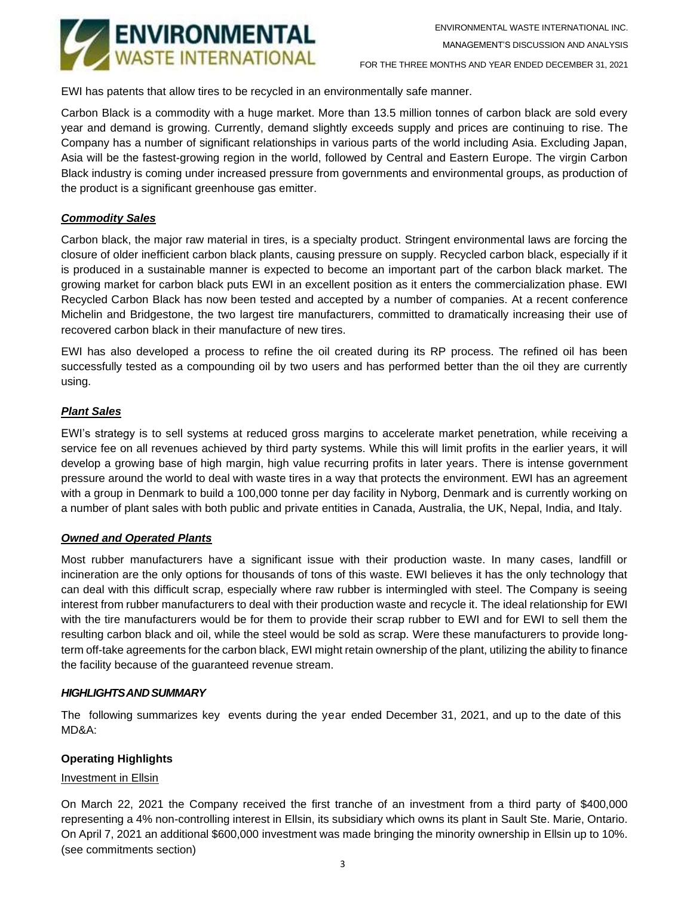EWI has patents that allow tires to be recycled in an environmentally safe manner.

Carbon Black is a commodity with a huge market. More than 13.5 million tonnes of carbon black are sold every year and demand is growing. Currently, demand slightly exceeds supply and prices are continuing to rise. The Company has a number of significant relationships in various parts of the world including Asia. Excluding Japan, Asia will be the fastest-growing region in the world, followed by Central and Eastern Europe. The virgin Carbon Black industry is coming under increased pressure from governments and environmental groups, as production of the product is a significant greenhouse gas emitter.

***Commodity Sales***

Carbon black, the major raw material in tires, is a specialty product. Stringent environmental laws are forcing the closure of older inefficient carbon black plants, causing pressure on supply. Recycled carbon black, especially if it is produced in a sustainable manner is expected to become an important part of the carbon black market. The growing market for carbon black puts EWI in an excellent position as it enters the commercialization phase. EWI Recycled Carbon Black has now been tested and accepted by a number of companies. At a recent conference Michelin and Bridgestone, the two largest tire manufacturers, committed to dramatically increasing their use of recovered carbon black in their manufacture of new tires.

EWI has also developed a process to refine the oil created during its RP process. The refined oil has been successfully tested as a compounding oil by two users and has performed better than the oil they are currently using.

***Plant Sales***

EWI's strategy is to sell systems at reduced gross margins to accelerate market penetration, while receiving a service fee on all revenues achieved by third party systems. While this will limit profits in the earlier years, it will develop a growing base of high margin, high value recurring profits in later years. There is intense government pressure around the world to deal with waste tires in a way that protects the environment. EWI has an agreement with a group in Denmark to build a 100,000 tonne per day facility in Nyborg, Denmark and is currently working on a number of plant sales with both public and private entities in Canada, Australia, the UK, Nepal, India, and Italy.

***Owned and Operated Plants***

Most rubber manufacturers have a significant issue with their production waste. In many cases, landfill or incineration are the only options for thousands of tons of this waste. EWI believes it has the only technology that can deal with this difficult scrap, especially where raw rubber is intermingled with steel. The Company is seeing interest from rubber manufacturers to deal with their production waste and recycle it. The ideal relationship for EWI with the tire manufacturers would be for them to provide their scrap rubber to EWI and for EWI to sell them the resulting carbon black and oil, while the steel would be sold as scrap. Were these manufacturers to provide long-term off-take agreements for the carbon black, EWI might retain ownership of the plant, utilizing the ability to finance the facility because of the guaranteed revenue stream.

***HIGHLIGHTS AND SUMMARY***

The following summarizes key events during the year ended December 31, 2021, and up to the date of this MD&A:

**Operating Highlights**

Investment in Ellsin

On March 22, 2021 the Company received the first tranche of an investment from a third party of $400,000 representing a 4% non-controlling interest in Ellsin, its subsidiary which owns its plant in Sault Ste. Marie, Ontario. On April 7, 2021 an additional $600,000 investment was made bringing the minority ownership in Ellsin up to 10%. (see commitments section)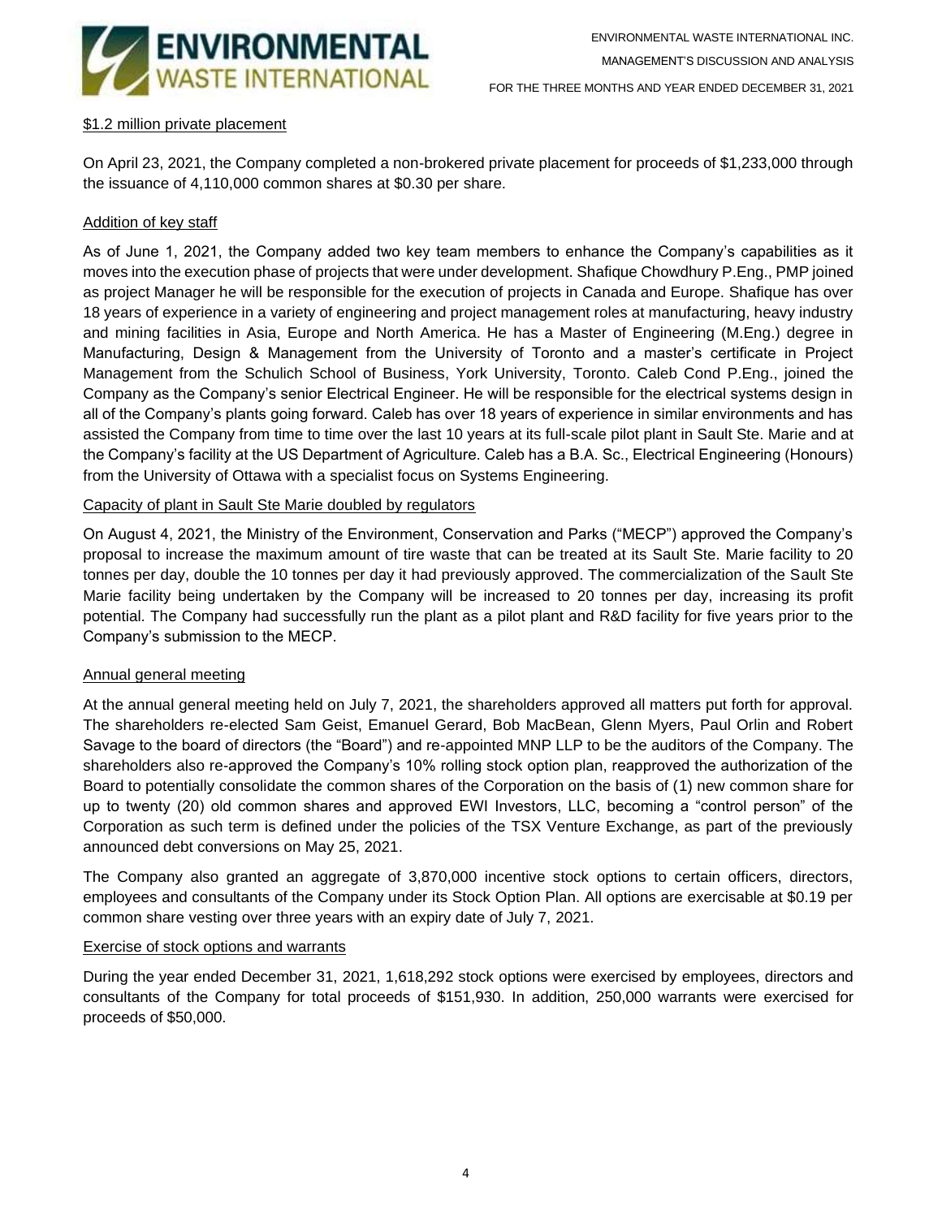<u>$1.2 million private placement</u>

On April 23, 2021, the Company completed a non-brokered private placement for proceeds of $1,233,000 through the issuance of 4,110,000 common shares at $0.30 per share.

<u>Addition of key staff</u>

As of June 1, 2021, the Company added two key team members to enhance the Company's capabilities as it moves into the execution phase of projects that were under development. Shafique Chowdhury P.Eng., PMP joined as project Manager he will be responsible for the execution of projects in Canada and Europe. Shafique has over 18 years of experience in a variety of engineering and project management roles at manufacturing, heavy industry and mining facilities in Asia, Europe and North America. He has a Master of Engineering (M.Eng.) degree in Manufacturing, Design & Management from the University of Toronto and a master's certificate in Project Management from the Schulich School of Business, York University, Toronto. Caleb Cond P.Eng., joined the Company as the Company's senior Electrical Engineer. He will be responsible for the electrical systems design in all of the Company's plants going forward. Caleb has over 18 years of experience in similar environments and has assisted the Company from time to time over the last 10 years at its full-scale pilot plant in Sault Ste. Marie and at the Company's facility at the US Department of Agriculture. Caleb has a B.A. Sc., Electrical Engineering (Honours) from the University of Ottawa with a specialist focus on Systems Engineering.

<u>Capacity of plant in Sault Ste Marie doubled by regulators</u>

On August 4, 2021, the Ministry of the Environment, Conservation and Parks ("MECP") approved the Company's proposal to increase the maximum amount of tire waste that can be treated at its Sault Ste. Marie facility to 20 tonnes per day, double the 10 tonnes per day it had previously approved. The commercialization of the Sault Ste Marie facility being undertaken by the Company will be increased to 20 tonnes per day, increasing its profit potential. The Company had successfully run the plant as a pilot plant and R&D facility for five years prior to the Company's submission to the MECP.

<u>Annual general meeting</u>

At the annual general meeting held on July 7, 2021, the shareholders approved all matters put forth for approval. The shareholders re-elected Sam Geist, Emanuel Gerard, Bob MacBean, Glenn Myers, Paul Orlin and Robert Savage to the board of directors (the "Board") and re-appointed MNP LLP to be the auditors of the Company. The shareholders also re-approved the Company's 10% rolling stock option plan, reapproved the authorization of the Board to potentially consolidate the common shares of the Corporation on the basis of (1) new common share for up to twenty (20) old common shares and approved EWI Investors, LLC, becoming a "control person" of the Corporation as such term is defined under the policies of the TSX Venture Exchange, as part of the previously announced debt conversions on May 25, 2021.

The Company also granted an aggregate of 3,870,000 incentive stock options to certain officers, directors, employees and consultants of the Company under its Stock Option Plan. All options are exercisable at $0.19 per common share vesting over three years with an expiry date of July 7, 2021.

<u>Exercise of stock options and warrants</u>

During the year ended December 31, 2021, 1,618,292 stock options were exercised by employees, directors and consultants of the Company for total proceeds of $151,930. In addition, 250,000 warrants were exercised for proceeds of $50,000.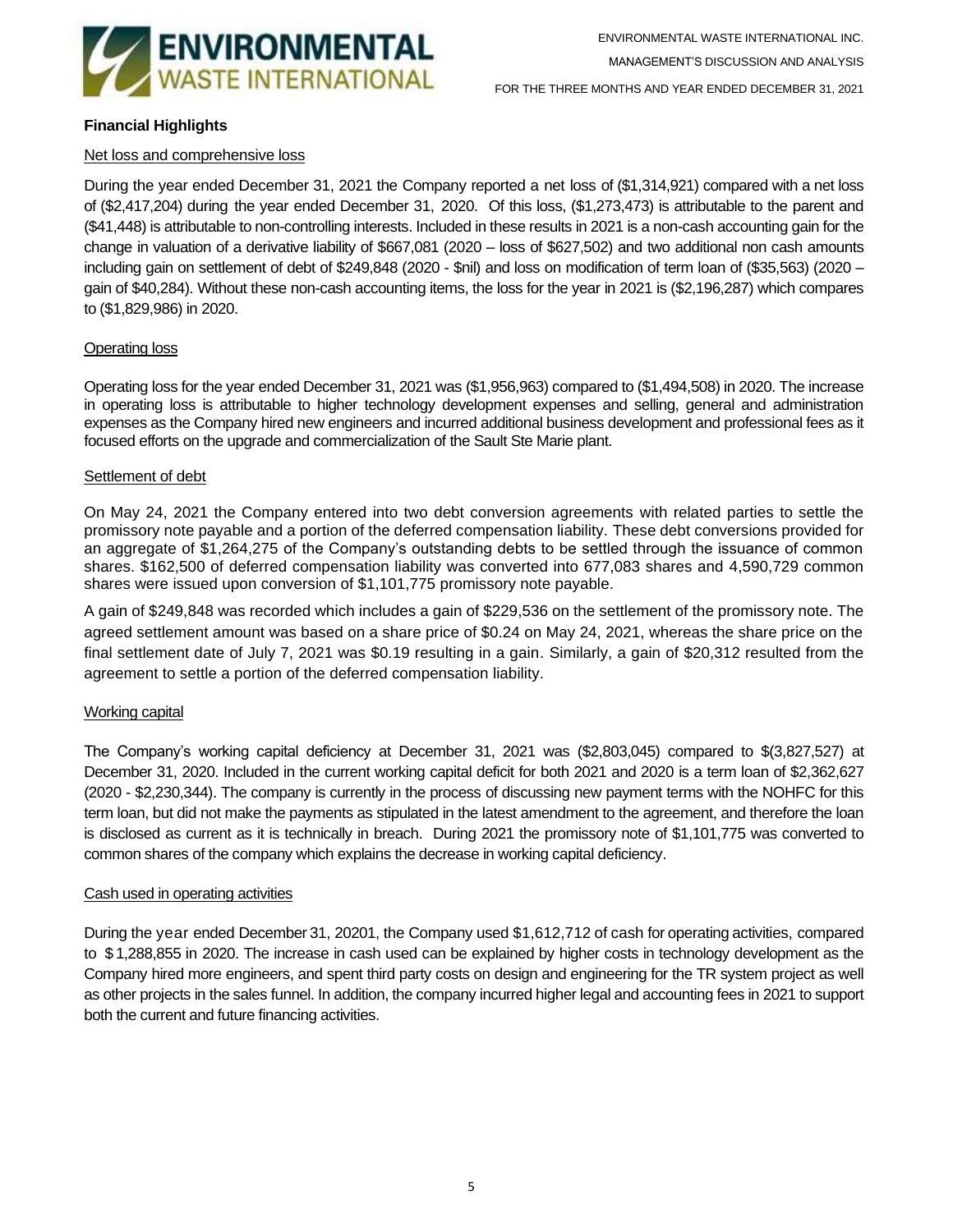## Financial Highlights

### Net loss and comprehensive loss

During the year ended December 31, 2021 the Company reported a net loss of ($1,314,921) compared with a net loss of ($2,417,204) during the year ended December 31, 2020. Of this loss, ($1,273,473) is attributable to the parent and ($41,448) is attributable to non-controlling interests. Included in these results in 2021 is a non-cash accounting gain for the change in valuation of a derivative liability of $667,081 (2020 – loss of $627,502) and two additional non cash amounts including gain on settlement of debt of $249,848 (2020 - $nil) and loss on modification of term loan of ($35,563) (2020 – gain of $40,284). Without these non-cash accounting items, the loss for the year in 2021 is ($2,196,287) which compares to ($1,829,986) in 2020.

### Operating loss

Operating loss for the year ended December 31, 2021 was ($1,956,963) compared to ($1,494,508) in 2020. The increase in operating loss is attributable to higher technology development expenses and selling, general and administration expenses as the Company hired new engineers and incurred additional business development and professional fees as it focused efforts on the upgrade and commercialization of the Sault Ste Marie plant.

### Settlement of debt

On May 24, 2021 the Company entered into two debt conversion agreements with related parties to settle the promissory note payable and a portion of the deferred compensation liability. These debt conversions provided for an aggregate of $1,264,275 of the Company's outstanding debts to be settled through the issuance of common shares. $162,500 of deferred compensation liability was converted into 677,083 shares and 4,590,729 common shares were issued upon conversion of $1,101,775 promissory note payable.

A gain of $249,848 was recorded which includes a gain of $229,536 on the settlement of the promissory note. The agreed settlement amount was based on a share price of $0.24 on May 24, 2021, whereas the share price on the final settlement date of July 7, 2021 was $0.19 resulting in a gain. Similarly, a gain of $20,312 resulted from the agreement to settle a portion of the deferred compensation liability.

### Working capital

The Company's working capital deficiency at December 31, 2021 was ($2,803,045) compared to $(3,827,527) at December 31, 2020. Included in the current working capital deficit for both 2021 and 2020 is a term loan of $2,362,627 (2020 - $2,230,344). The company is currently in the process of discussing new payment terms with the NOHFC for this term loan, but did not make the payments as stipulated in the latest amendment to the agreement, and therefore the loan is disclosed as current as it is technically in breach. During 2021 the promissory note of $1,101,775 was converted to common shares of the company which explains the decrease in working capital deficiency.

### Cash used in operating activities

During the year ended December 31, 20201, the Company used $1,612,712 of cash for operating activities, compared to $1,288,855 in 2020. The increase in cash used can be explained by higher costs in technology development as the Company hired more engineers, and spent third party costs on design and engineering for the TR system project as well as other projects in the sales funnel. In addition, the company incurred higher legal and accounting fees in 2021 to support both the current and future financing activities.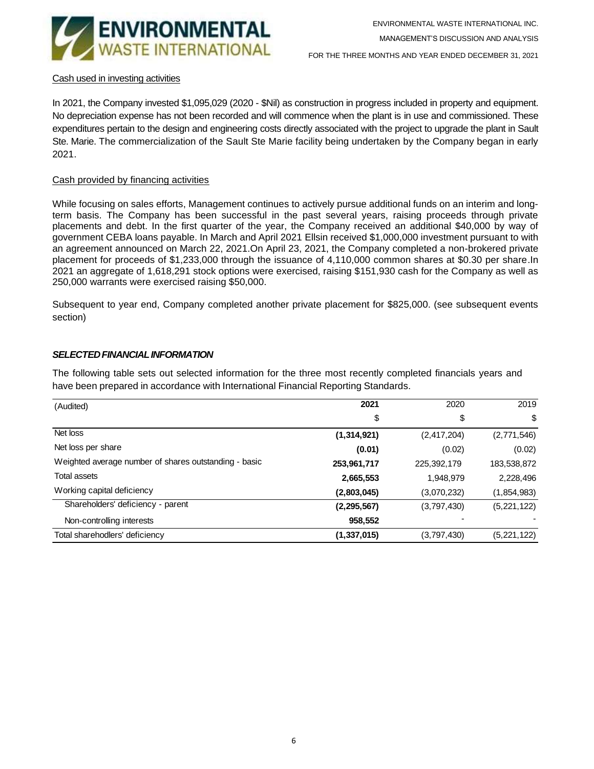Cash used in investing activities

In 2021, the Company invested $1,095,029 (2020 - $Nil) as construction in progress included in property and equipment. No depreciation expense has not been recorded and will commence when the plant is in use and commissioned. These expenditures pertain to the design and engineering costs directly associated with the project to upgrade the plant in Sault Ste. Marie. The commercialization of the Sault Ste Marie facility being undertaken by the Company began in early 2021.

Cash provided by financing activities

While focusing on sales efforts, Management continues to actively pursue additional funds on an interim and long-term basis. The Company has been successful in the past several years, raising proceeds through private placements and debt. In the first quarter of the year, the Company received an additional $40,000 by way of government CEBA loans payable. In March and April 2021 Ellsin received $1,000,000 investment pursuant to with an agreement announced on March 22, 2021.On April 23, 2021, the Company completed a non-brokered private placement for proceeds of $1,233,000 through the issuance of 4,110,000 common shares at $0.30 per share.In 2021 an aggregate of 1,618,291 stock options were exercised, raising $151,930 cash for the Company as well as 250,000 warrants were exercised raising $50,000.

Subsequent to year end, Company completed another private placement for $825,000. (see subsequent events section)

### *SELECTED FINANCIAL INFORMATION*

The following table sets out selected information for the three most recently completed financials years and have been prepared in accordance with International Financial Reporting Standards.

| (Audited) | **2021** | 2020 | 2019 |
|---|---|---|---|
| | $ | $ | $ |
| Net loss | **(1,314,921)** | (2,417,204) | (2,771,546) |
| Net loss per share | **(0.01)** | (0.02) | (0.02) |
| Weighted average number of shares outstanding - basic | **253,961,717** | 225,392,179 | 183,538,872 |
| Total assets | **2,665,553** | 1,948,979 | 2,228,496 |
| Working capital deficiency | **(2,803,045)** | (3,070,232) | (1,854,983) |
| Shareholders' deficiency - parent | **(2,295,567)** | (3,797,430) | (5,221,122) |
| Non-controlling interests | **958,552** | - | - |
| Total sharehodlers' deficiency | **(1,337,015)** | (3,797,430) | (5,221,122) |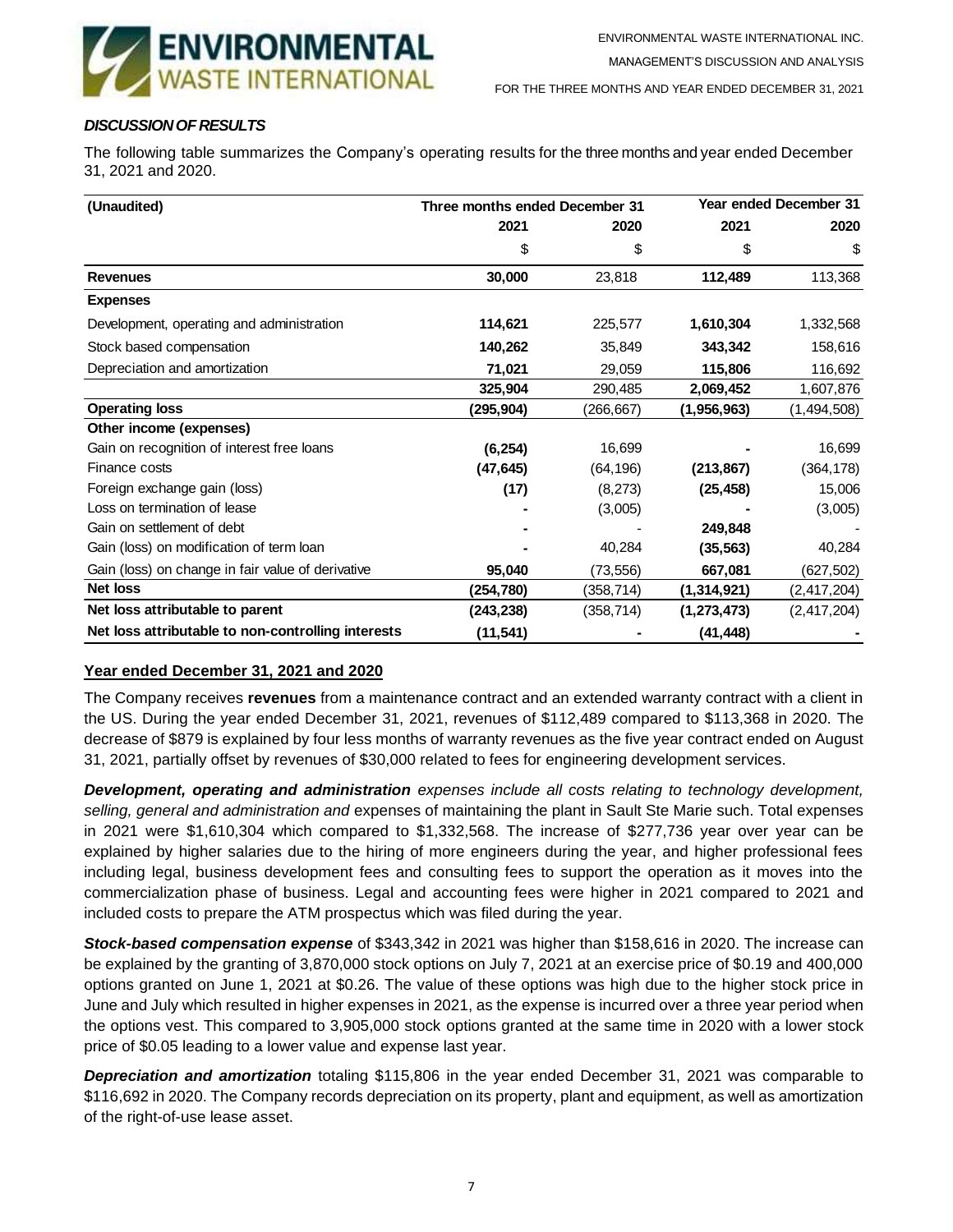### *DISCUSSION OF RESULTS*

The following table summarizes the Company's operating results for the three months and year ended December 31, 2021 and 2020.

| (Unaudited) | Three months ended December 31 | | Year ended December 31 | |
|---|---|---|---|---|
| | 2021 | 2020 | 2021 | 2020 |
| | $ | $ | $ | $ |
| **Revenues** | **30,000** | 23,818 | **112,489** | 113,368 |
| **Expenses** | | | | |
| Development, operating and administration | **114,621** | 225,577 | **1,610,304** | 1,332,568 |
| Stock based compensation | **140,262** | 35,849 | **343,342** | 158,616 |
| Depreciation and amortization | **71,021** | 29,059 | **115,806** | 116,692 |
| | **325,904** | 290,485 | **2,069,452** | 1,607,876 |
| **Operating loss** | **(295,904)** | (266,667) | **(1,956,963)** | (1,494,508) |
| **Other income (expenses)** | | | | |
| Gain on recognition of interest free loans | **(6,254)** | 16,699 | **-** | 16,699 |
| Finance costs | **(47,645)** | (64,196) | **(213,867)** | (364,178) |
| Foreign exchange gain (loss) | **(17)** | (8,273) | **(25,458)** | 15,006 |
| Loss on termination of lease | **-** | (3,005) | **-** | (3,005) |
| Gain on settlement of debt | **-** | - | **249,848** | - |
| Gain (loss) on modification of term loan | **-** | 40,284 | **(35,563)** | 40,284 |
| Gain (loss) on change in fair value of derivative | **95,040** | (73,556) | **667,081** | (627,502) |
| **Net loss** | **(254,780)** | (358,714) | **(1,314,921)** | (2,417,204) |
| **Net loss attributable to parent** | **(243,238)** | (358,714) | **(1,273,473)** | (2,417,204) |
| **Net loss attributable to non-controlling interests** | **(11,541)** | - | **(41,448)** | - |

**Year ended December 31, 2021 and 2020**

The Company receives **revenues** from a maintenance contract and an extended warranty contract with a client in the US. During the year ended December 31, 2021, revenues of $112,489 compared to $113,368 in 2020. The decrease of $879 is explained by four less months of warranty revenues as the five year contract ended on August 31, 2021, partially offset by revenues of $30,000 related to fees for engineering development services.

***Development, operating and administration*** *expenses include all costs relating to technology development, selling, general and administration and* expenses of maintaining the plant in Sault Ste Marie such. Total expenses in 2021 were $1,610,304 which compared to $1,332,568. The increase of $277,736 year over year can be explained by higher salaries due to the hiring of more engineers during the year, and higher professional fees including legal, business development fees and consulting fees to support the operation as it moves into the commercialization phase of business. Legal and accounting fees were higher in 2021 compared to 2021 and included costs to prepare the ATM prospectus which was filed during the year.

***Stock-based compensation expense*** of $343,342 in 2021 was higher than $158,616 in 2020. The increase can be explained by the granting of 3,870,000 stock options on July 7, 2021 at an exercise price of $0.19 and 400,000 options granted on June 1, 2021 at $0.26. The value of these options was high due to the higher stock price in June and July which resulted in higher expenses in 2021, as the expense is incurred over a three year period when the options vest. This compared to 3,905,000 stock options granted at the same time in 2020 with a lower stock price of $0.05 leading to a lower value and expense last year.

***Depreciation and amortization*** totaling $115,806 in the year ended December 31, 2021 was comparable to $116,692 in 2020. The Company records depreciation on its property, plant and equipment, as well as amortization of the right-of-use lease asset.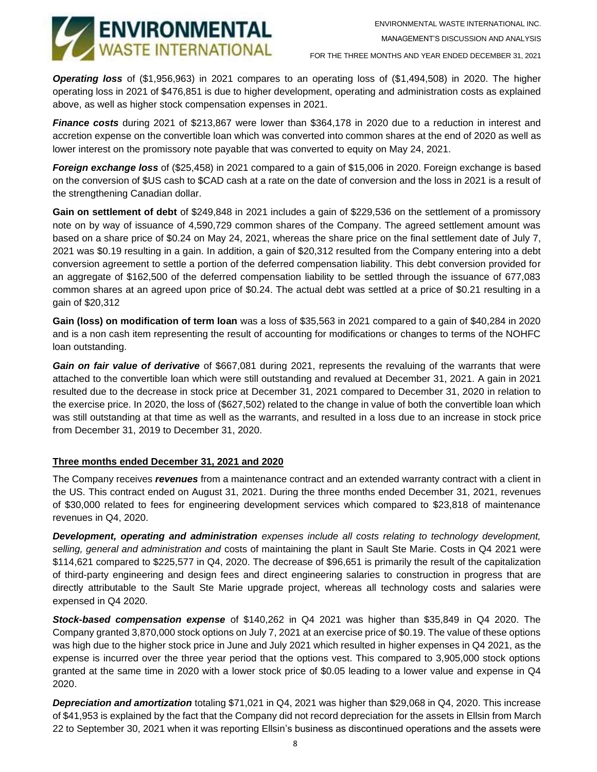***Operating loss*** of ($1,956,963) in 2021 compares to an operating loss of ($1,494,508) in 2020. The higher operating loss in 2021 of $476,851 is due to higher development, operating and administration costs as explained above, as well as higher stock compensation expenses in 2021.

***Finance costs*** during 2021 of $213,867 were lower than $364,178 in 2020 due to a reduction in interest and accretion expense on the convertible loan which was converted into common shares at the end of 2020 as well as lower interest on the promissory note payable that was converted to equity on May 24, 2021.

***Foreign exchange loss*** of ($25,458) in 2021 compared to a gain of $15,006 in 2020. Foreign exchange is based on the conversion of $US cash to $CAD cash at a rate on the date of conversion and the loss in 2021 is a result of the strengthening Canadian dollar.

**Gain on settlement of debt** of $249,848 in 2021 includes a gain of $229,536 on the settlement of a promissory note on by way of issuance of 4,590,729 common shares of the Company. The agreed settlement amount was based on a share price of $0.24 on May 24, 2021, whereas the share price on the final settlement date of July 7, 2021 was $0.19 resulting in a gain. In addition, a gain of $20,312 resulted from the Company entering into a debt conversion agreement to settle a portion of the deferred compensation liability. This debt conversion provided for an aggregate of $162,500 of the deferred compensation liability to be settled through the issuance of 677,083 common shares at an agreed upon price of $0.24. The actual debt was settled at a price of $0.21 resulting in a gain of $20,312

**Gain (loss) on modification of term loan** was a loss of $35,563 in 2021 compared to a gain of $40,284 in 2020 and is a non cash item representing the result of accounting for modifications or changes to terms of the NOHFC loan outstanding.

***Gain on fair value of derivative*** of $667,081 during 2021, represents the revaluing of the warrants that were attached to the convertible loan which were still outstanding and revalued at December 31, 2021. A gain in 2021 resulted due to the decrease in stock price at December 31, 2021 compared to December 31, 2020 in relation to the exercise price. In 2020, the loss of ($627,502) related to the change in value of both the convertible loan which was still outstanding at that time as well as the warrants, and resulted in a loss due to an increase in stock price from December 31, 2019 to December 31, 2020.

**Three months ended December 31, 2021 and 2020**

The Company receives ***revenues*** from a maintenance contract and an extended warranty contract with a client in the US. This contract ended on August 31, 2021. During the three months ended December 31, 2021, revenues of $30,000 related to fees for engineering development services which compared to $23,818 of maintenance revenues in Q4, 2020.

***Development, operating and administration*** *expenses include all costs relating to technology development, selling, general and administration and* costs of maintaining the plant in Sault Ste Marie. Costs in Q4 2021 were $114,621 compared to $225,577 in Q4, 2020. The decrease of $96,651 is primarily the result of the capitalization of third-party engineering and design fees and direct engineering salaries to construction in progress that are directly attributable to the Sault Ste Marie upgrade project, whereas all technology costs and salaries were expensed in Q4 2020.

***Stock-based compensation expense*** of $140,262 in Q4 2021 was higher than $35,849 in Q4 2020. The Company granted 3,870,000 stock options on July 7, 2021 at an exercise price of $0.19. The value of these options was high due to the higher stock price in June and July 2021 which resulted in higher expenses in Q4 2021, as the expense is incurred over the three year period that the options vest. This compared to 3,905,000 stock options granted at the same time in 2020 with a lower stock price of $0.05 leading to a lower value and expense in Q4 2020.

***Depreciation and amortization*** totaling $71,021 in Q4, 2021 was higher than $29,068 in Q4, 2020. This increase of $41,953 is explained by the fact that the Company did not record depreciation for the assets in Ellsin from March 22 to September 30, 2021 when it was reporting Ellsin's business as discontinued operations and the assets were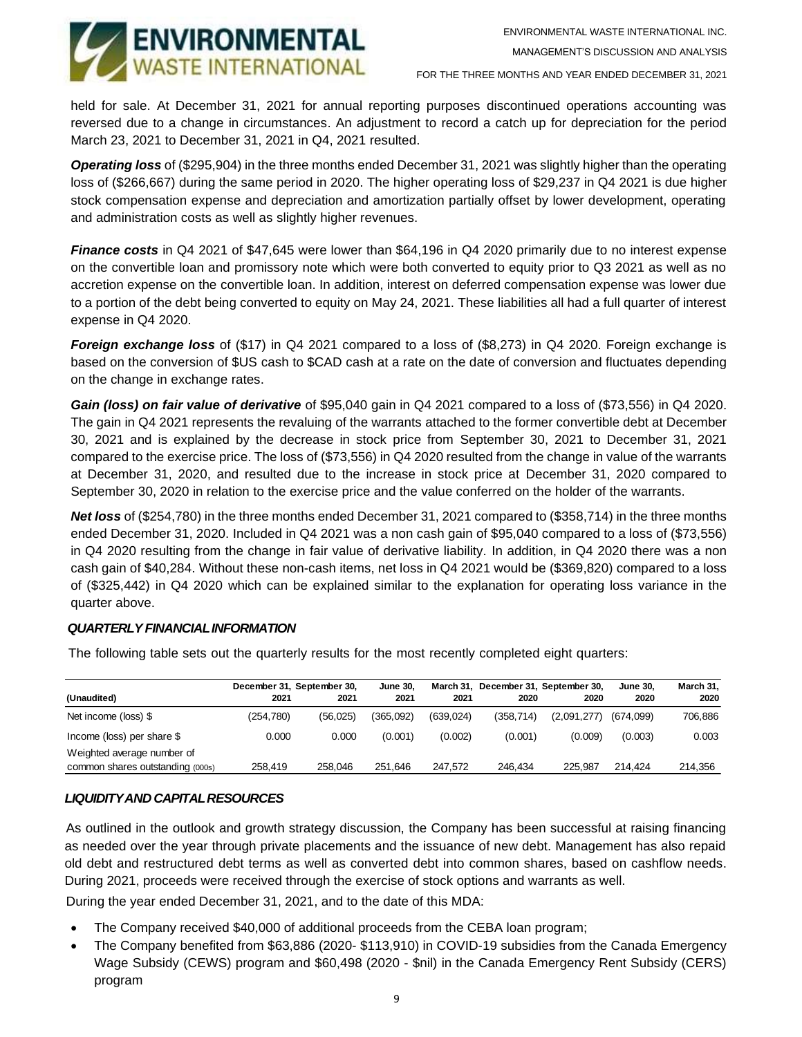held for sale. At December 31, 2021 for annual reporting purposes discontinued operations accounting was reversed due to a change in circumstances. An adjustment to record a catch up for depreciation for the period March 23, 2021 to December 31, 2021 in Q4, 2021 resulted.

***Operating loss*** of ($295,904) in the three months ended December 31, 2021 was slightly higher than the operating loss of ($266,667) during the same period in 2020. The higher operating loss of $29,237 in Q4 2021 is due higher stock compensation expense and depreciation and amortization partially offset by lower development, operating and administration costs as well as slightly higher revenues.

***Finance costs*** in Q4 2021 of $47,645 were lower than $64,196 in Q4 2020 primarily due to no interest expense on the convertible loan and promissory note which were both converted to equity prior to Q3 2021 as well as no accretion expense on the convertible loan. In addition, interest on deferred compensation expense was lower due to a portion of the debt being converted to equity on May 24, 2021. These liabilities all had a full quarter of interest expense in Q4 2020.

***Foreign exchange loss*** of ($17) in Q4 2021 compared to a loss of ($8,273) in Q4 2020. Foreign exchange is based on the conversion of $US cash to $CAD cash at a rate on the date of conversion and fluctuates depending on the change in exchange rates.

***Gain (loss) on fair value of derivative*** of $95,040 gain in Q4 2021 compared to a loss of ($73,556) in Q4 2020. The gain in Q4 2021 represents the revaluing of the warrants attached to the former convertible debt at December 30, 2021 and is explained by the decrease in stock price from September 30, 2021 to December 31, 2021 compared to the exercise price. The loss of ($73,556) in Q4 2020 resulted from the change in value of the warrants at December 31, 2020, and resulted due to the increase in stock price at December 31, 2020 compared to September 30, 2020 in relation to the exercise price and the value conferred on the holder of the warrants.

***Net loss*** of ($254,780) in the three months ended December 31, 2021 compared to ($358,714) in the three months ended December 31, 2020. Included in Q4 2021 was a non cash gain of $95,040 compared to a loss of ($73,556) in Q4 2020 resulting from the change in fair value of derivative liability. In addition, in Q4 2020 there was a non cash gain of $40,284. Without these non-cash items, net loss in Q4 2021 would be ($369,820) compared to a loss of ($325,442) in Q4 2020 which can be explained similar to the explanation for operating loss variance in the quarter above.

### *QUARTERLY FINANCIAL INFORMATION*

The following table sets out the quarterly results for the most recently completed eight quarters:

| (Unaudited) | December 31, 2021 | September 30, 2021 | June 30, 2021 | March 31, 2021 | December 31, 2020 | September 30, 2020 | June 30, 2020 | March 31, 2020 |
|---|---|---|---|---|---|---|---|---|
| Net income (loss) $ | (254,780) | (56,025) | (365,092) | (639,024) | (358,714) | (2,091,277) | (674,099) | 706,886 |
| Income (loss) per share $ | 0.000 | 0.000 | (0.001) | (0.002) | (0.001) | (0.009) | (0.003) | 0.003 |
| Weighted average number of common shares outstanding (000s) | 258,419 | 258,046 | 251,646 | 247,572 | 246,434 | 225,987 | 214,424 | 214,356 |

### *LIQUIDITY AND CAPITAL RESOURCES*

As outlined in the outlook and growth strategy discussion, the Company has been successful at raising financing as needed over the year through private placements and the issuance of new debt. Management has also repaid old debt and restructured debt terms as well as converted debt into common shares, based on cashflow needs. During 2021, proceeds were received through the exercise of stock options and warrants as well.

During the year ended December 31, 2021, and to the date of this MDA:

- The Company received $40,000 of additional proceeds from the CEBA loan program;
- The Company benefited from $63,886 (2020- $113,910) in COVID-19 subsidies from the Canada Emergency Wage Subsidy (CEWS) program and $60,498 (2020 - $nil) in the Canada Emergency Rent Subsidy (CERS) program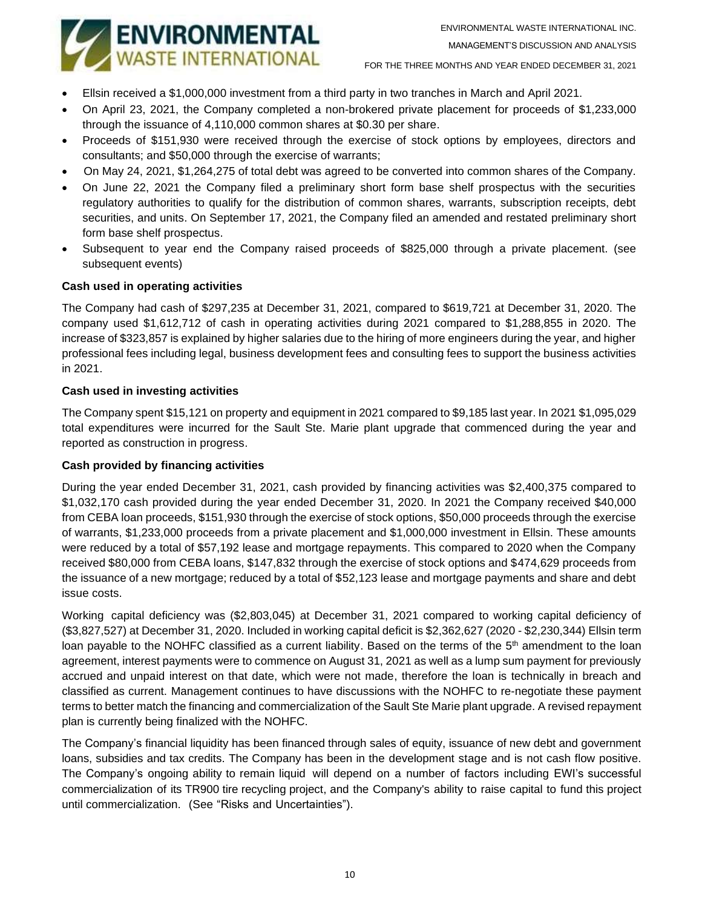- Ellsin received a $1,000,000 investment from a third party in two tranches in March and April 2021.
- On April 23, 2021, the Company completed a non-brokered private placement for proceeds of $1,233,000 through the issuance of 4,110,000 common shares at $0.30 per share.
- Proceeds of $151,930 were received through the exercise of stock options by employees, directors and consultants; and $50,000 through the exercise of warrants;
- On May 24, 2021, $1,264,275 of total debt was agreed to be converted into common shares of the Company.
- On June 22, 2021 the Company filed a preliminary short form base shelf prospectus with the securities regulatory authorities to qualify for the distribution of common shares, warrants, subscription receipts, debt securities, and units. On September 17, 2021, the Company filed an amended and restated preliminary short form base shelf prospectus.
- Subsequent to year end the Company raised proceeds of $825,000 through a private placement. (see subsequent events)

**Cash used in operating activities**

The Company had cash of $297,235 at December 31, 2021, compared to $619,721 at December 31, 2020. The company used $1,612,712 of cash in operating activities during 2021 compared to $1,288,855 in 2020. The increase of $323,857 is explained by higher salaries due to the hiring of more engineers during the year, and higher professional fees including legal, business development fees and consulting fees to support the business activities in 2021.

**Cash used in investing activities**

The Company spent $15,121 on property and equipment in 2021 compared to $9,185 last year. In 2021 $1,095,029 total expenditures were incurred for the Sault Ste. Marie plant upgrade that commenced during the year and reported as construction in progress.

**Cash provided by financing activities**

During the year ended December 31, 2021, cash provided by financing activities was $2,400,375 compared to $1,032,170 cash provided during the year ended December 31, 2020. In 2021 the Company received $40,000 from CEBA loan proceeds, $151,930 through the exercise of stock options, $50,000 proceeds through the exercise of warrants, $1,233,000 proceeds from a private placement and $1,000,000 investment in Ellsin. These amounts were reduced by a total of $57,192 lease and mortgage repayments. This compared to 2020 when the Company received $80,000 from CEBA loans, $147,832 through the exercise of stock options and $474,629 proceeds from the issuance of a new mortgage; reduced by a total of $52,123 lease and mortgage payments and share and debt issue costs.

Working capital deficiency was ($2,803,045) at December 31, 2021 compared to working capital deficiency of ($3,827,527) at December 31, 2020. Included in working capital deficit is $2,362,627 (2020 - $2,230,344) Ellsin term loan payable to the NOHFC classified as a current liability. Based on the terms of the 5th amendment to the loan agreement, interest payments were to commence on August 31, 2021 as well as a lump sum payment for previously accrued and unpaid interest on that date, which were not made, therefore the loan is technically in breach and classified as current. Management continues to have discussions with the NOHFC to re-negotiate these payment terms to better match the financing and commercialization of the Sault Ste Marie plant upgrade. A revised repayment plan is currently being finalized with the NOHFC.

The Company's financial liquidity has been financed through sales of equity, issuance of new debt and government loans, subsidies and tax credits. The Company has been in the development stage and is not cash flow positive. The Company's ongoing ability to remain liquid will depend on a number of factors including EWI's successful commercialization of its TR900 tire recycling project, and the Company's ability to raise capital to fund this project until commercialization. (See "Risks and Uncertainties").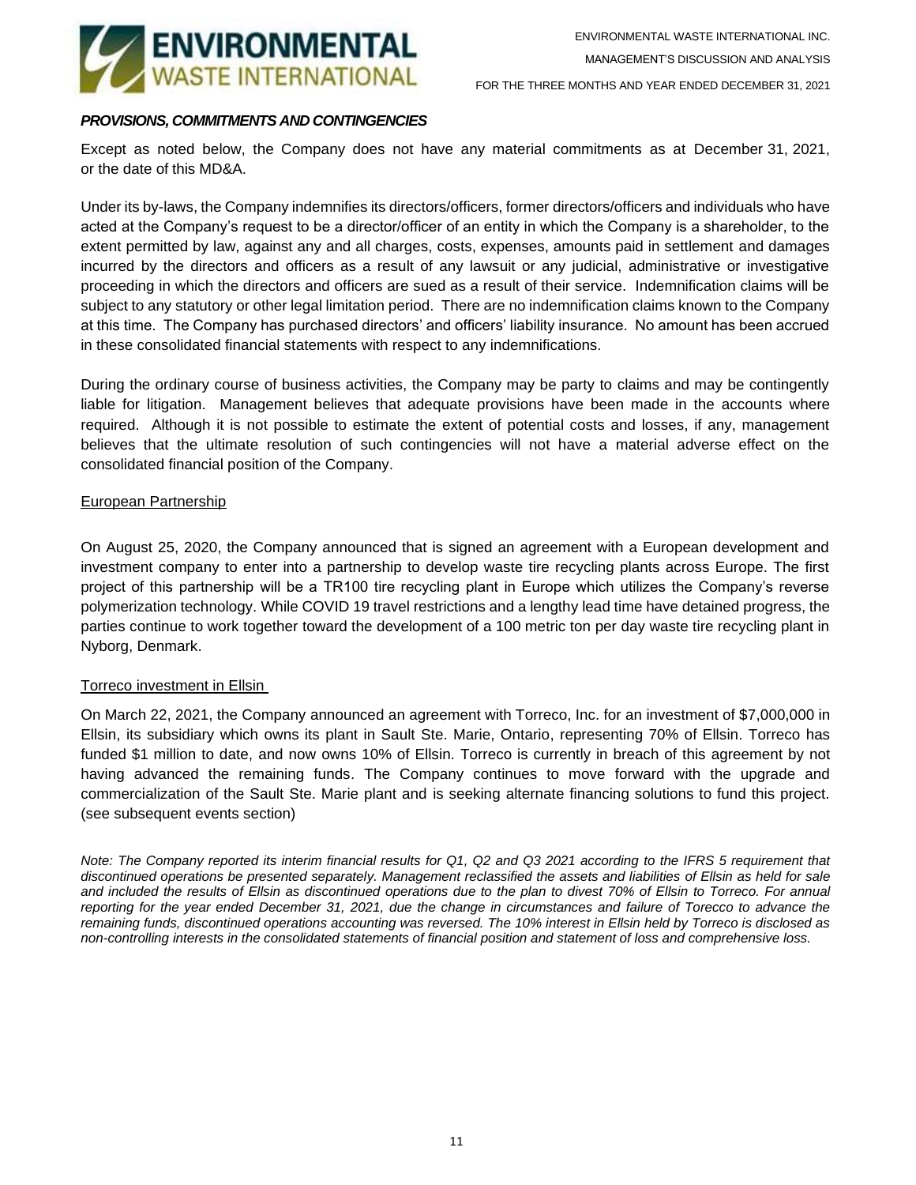## *PROVISIONS, COMMITMENTS AND CONTINGENCIES*

Except as noted below, the Company does not have any material commitments as at December 31, 2021, or the date of this MD&A.

Under its by-laws, the Company indemnifies its directors/officers, former directors/officers and individuals who have acted at the Company's request to be a director/officer of an entity in which the Company is a shareholder, to the extent permitted by law, against any and all charges, costs, expenses, amounts paid in settlement and damages incurred by the directors and officers as a result of any lawsuit or any judicial, administrative or investigative proceeding in which the directors and officers are sued as a result of their service. Indemnification claims will be subject to any statutory or other legal limitation period. There are no indemnification claims known to the Company at this time. The Company has purchased directors' and officers' liability insurance. No amount has been accrued in these consolidated financial statements with respect to any indemnifications.

During the ordinary course of business activities, the Company may be party to claims and may be contingently liable for litigation. Management believes that adequate provisions have been made in the accounts where required. Although it is not possible to estimate the extent of potential costs and losses, if any, management believes that the ultimate resolution of such contingencies will not have a material adverse effect on the consolidated financial position of the Company.

### European Partnership

On August 25, 2020, the Company announced that is signed an agreement with a European development and investment company to enter into a partnership to develop waste tire recycling plants across Europe. The first project of this partnership will be a TR100 tire recycling plant in Europe which utilizes the Company's reverse polymerization technology. While COVID 19 travel restrictions and a lengthy lead time have detained progress, the parties continue to work together toward the development of a 100 metric ton per day waste tire recycling plant in Nyborg, Denmark.

### Torreco investment in Ellsin

On March 22, 2021, the Company announced an agreement with Torreco, Inc. for an investment of $7,000,000 in Ellsin, its subsidiary which owns its plant in Sault Ste. Marie, Ontario, representing 70% of Ellsin. Torreco has funded $1 million to date, and now owns 10% of Ellsin. Torreco is currently in breach of this agreement by not having advanced the remaining funds. The Company continues to move forward with the upgrade and commercialization of the Sault Ste. Marie plant and is seeking alternate financing solutions to fund this project. (see subsequent events section)

*Note: The Company reported its interim financial results for Q1, Q2 and Q3 2021 according to the IFRS 5 requirement that discontinued operations be presented separately. Management reclassified the assets and liabilities of Ellsin as held for sale and included the results of Ellsin as discontinued operations due to the plan to divest 70% of Ellsin to Torreco. For annual reporting for the year ended December 31, 2021, due the change in circumstances and failure of Torecco to advance the remaining funds, discontinued operations accounting was reversed. The 10% interest in Ellsin held by Torreco is disclosed as non-controlling interests in the consolidated statements of financial position and statement of loss and comprehensive loss.*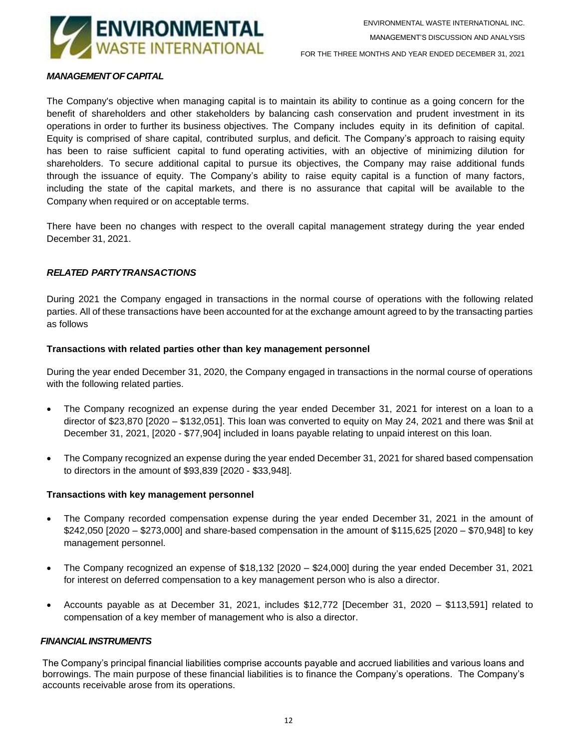### *MANAGEMENT OF CAPITAL*

The Company's objective when managing capital is to maintain its ability to continue as a going concern for the benefit of shareholders and other stakeholders by balancing cash conservation and prudent investment in its operations in order to further its business objectives. The Company includes equity in its definition of capital. Equity is comprised of share capital, contributed surplus, and deficit. The Company's approach to raising equity has been to raise sufficient capital to fund operating activities, with an objective of minimizing dilution for shareholders. To secure additional capital to pursue its objectives, the Company may raise additional funds through the issuance of equity. The Company's ability to raise equity capital is a function of many factors, including the state of the capital markets, and there is no assurance that capital will be available to the Company when required or on acceptable terms.

There have been no changes with respect to the overall capital management strategy during the year ended December 31, 2021.

### *RELATED PARTY TRANSACTIONS*

During 2021 the Company engaged in transactions in the normal course of operations with the following related parties. All of these transactions have been accounted for at the exchange amount agreed to by the transacting parties as follows

**Transactions with related parties other than key management personnel**

During the year ended December 31, 2020, the Company engaged in transactions in the normal course of operations with the following related parties.

- The Company recognized an expense during the year ended December 31, 2021 for interest on a loan to a director of $23,870 [2020 – $132,051]. This loan was converted to equity on May 24, 2021 and there was $nil at December 31, 2021, [2020 - $77,904] included in loans payable relating to unpaid interest on this loan.
- The Company recognized an expense during the year ended December 31, 2021 for shared based compensation to directors in the amount of $93,839 [2020 - $33,948].

**Transactions with key management personnel**

- The Company recorded compensation expense during the year ended December 31, 2021 in the amount of $242,050 [2020 – $273,000] and share-based compensation in the amount of $115,625 [2020 – $70,948] to key management personnel.
- The Company recognized an expense of $18,132 [2020 – $24,000] during the year ended December 31, 2021 for interest on deferred compensation to a key management person who is also a director.
- Accounts payable as at December 31, 2021, includes $12,772 [December 31, 2020 – $113,591] related to compensation of a key member of management who is also a director.

### *FINANCIAL INSTRUMENTS*

The Company's principal financial liabilities comprise accounts payable and accrued liabilities and various loans and borrowings. The main purpose of these financial liabilities is to finance the Company's operations. The Company's accounts receivable arose from its operations.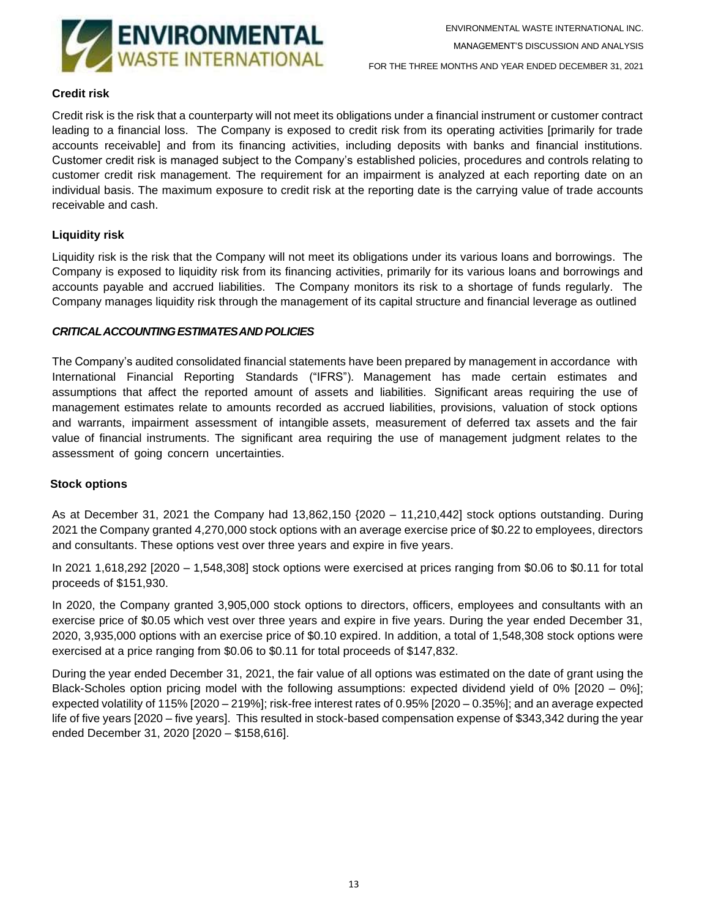### Credit risk

Credit risk is the risk that a counterparty will not meet its obligations under a financial instrument or customer contract leading to a financial loss. The Company is exposed to credit risk from its operating activities [primarily for trade accounts receivable] and from its financing activities, including deposits with banks and financial institutions. Customer credit risk is managed subject to the Company's established policies, procedures and controls relating to customer credit risk management. The requirement for an impairment is analyzed at each reporting date on an individual basis. The maximum exposure to credit risk at the reporting date is the carrying value of trade accounts receivable and cash.

### Liquidity risk

Liquidity risk is the risk that the Company will not meet its obligations under its various loans and borrowings. The Company is exposed to liquidity risk from its financing activities, primarily for its various loans and borrowings and accounts payable and accrued liabilities. The Company monitors its risk to a shortage of funds regularly. The Company manages liquidity risk through the management of its capital structure and financial leverage as outlined

## *CRITICAL ACCOUNTING ESTIMATES AND POLICIES*

The Company's audited consolidated financial statements have been prepared by management in accordance with International Financial Reporting Standards ("IFRS"). Management has made certain estimates and assumptions that affect the reported amount of assets and liabilities. Significant areas requiring the use of management estimates relate to amounts recorded as accrued liabilities, provisions, valuation of stock options and warrants, impairment assessment of intangible assets, measurement of deferred tax assets and the fair value of financial instruments. The significant area requiring the use of management judgment relates to the assessment of going concern uncertainties.

### Stock options

As at December 31, 2021 the Company had 13,862,150 {2020 – 11,210,442] stock options outstanding. During 2021 the Company granted 4,270,000 stock options with an average exercise price of $0.22 to employees, directors and consultants. These options vest over three years and expire in five years.

In 2021 1,618,292 [2020 – 1,548,308] stock options were exercised at prices ranging from $0.06 to $0.11 for total proceeds of $151,930.

In 2020, the Company granted 3,905,000 stock options to directors, officers, employees and consultants with an exercise price of $0.05 which vest over three years and expire in five years. During the year ended December 31, 2020, 3,935,000 options with an exercise price of $0.10 expired. In addition, a total of 1,548,308 stock options were exercised at a price ranging from $0.06 to $0.11 for total proceeds of $147,832.

During the year ended December 31, 2021, the fair value of all options was estimated on the date of grant using the Black-Scholes option pricing model with the following assumptions: expected dividend yield of 0% [2020 – 0%]; expected volatility of 115% [2020 – 219%]; risk-free interest rates of 0.95% [2020 – 0.35%]; and an average expected life of five years [2020 – five years]. This resulted in stock-based compensation expense of $343,342 during the year ended December 31, 2020 [2020 – $158,616].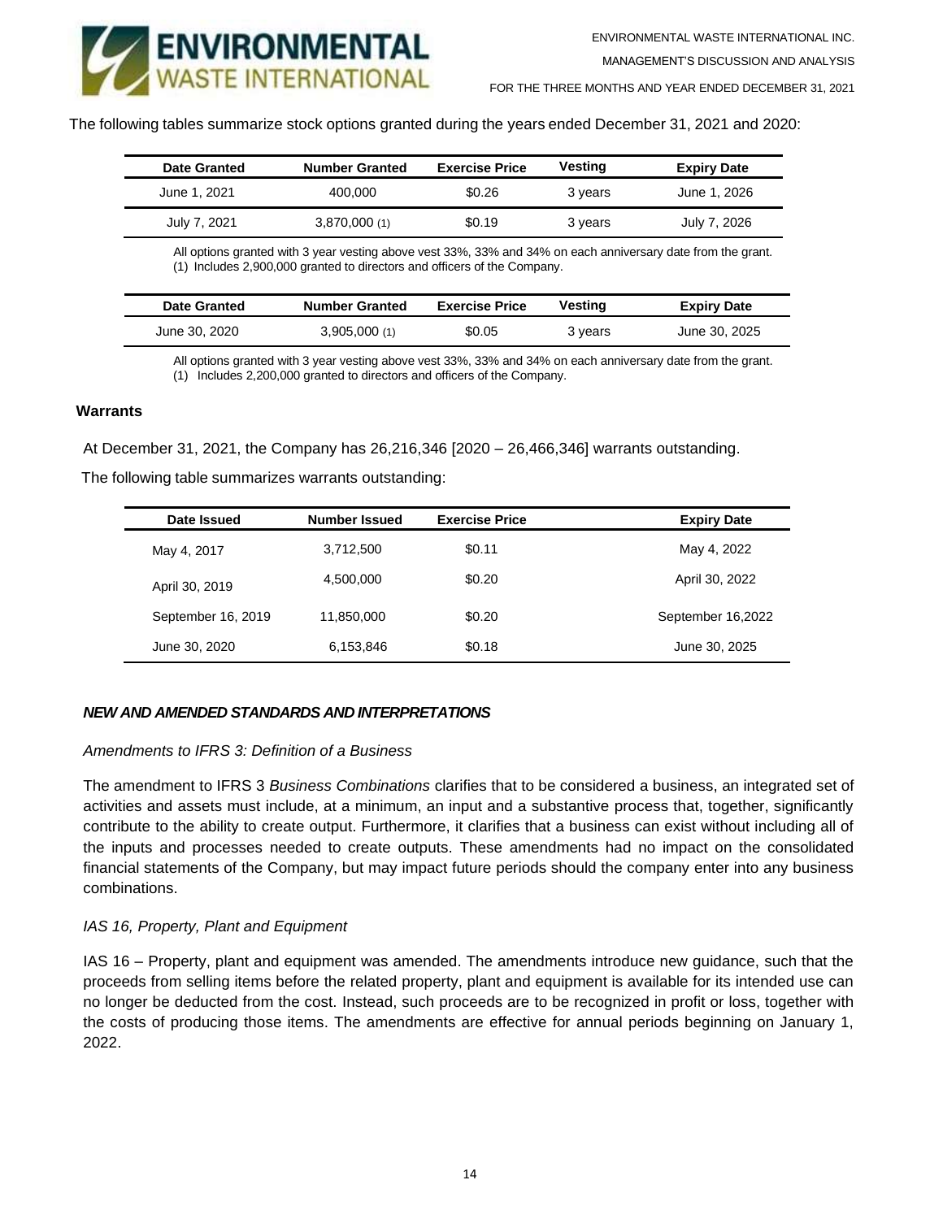The following tables summarize stock options granted during the years ended December 31, 2021 and 2020:

| Date Granted | Number Granted | Exercise Price | Vesting | Expiry Date |
|---|---|---|---|---|
| June 1, 2021 | 400,000 | $0.26 | 3 years | June 1, 2026 |
| July 7, 2021 | 3,870,000 (1) | $0.19 | 3 years | July 7, 2026 |

All options granted with 3 year vesting above vest 33%, 33% and 34% on each anniversary date from the grant.
(1) Includes 2,900,000 granted to directors and officers of the Company.

| Date Granted | Number Granted | Exercise Price | Vesting | Expiry Date |
|---|---|---|---|---|
| June 30, 2020 | 3,905,000 (1) | $0.05 | 3 years | June 30, 2025 |

All options granted with 3 year vesting above vest 33%, 33% and 34% on each anniversary date from the grant.
(1) Includes 2,200,000 granted to directors and officers of the Company.

**Warrants**

At December 31, 2021, the Company has 26,216,346 [2020 – 26,466,346] warrants outstanding.

The following table summarizes warrants outstanding:

| Date Issued | Number Issued | Exercise Price | Expiry Date |
|---|---|---|---|
| May 4, 2017 | 3,712,500 | $0.11 | May 4, 2022 |
| April 30, 2019 | 4,500,000 | $0.20 | April 30, 2022 |
| September 16, 2019 | 11,850,000 | $0.20 | September 16,2022 |
| June 30, 2020 | 6,153,846 | $0.18 | June 30, 2025 |

***NEW AND AMENDED STANDARDS AND INTERPRETATIONS***

*Amendments to IFRS 3: Definition of a Business*

The amendment to IFRS 3 *Business Combinations* clarifies that to be considered a business, an integrated set of activities and assets must include, at a minimum, an input and a substantive process that, together, significantly contribute to the ability to create output. Furthermore, it clarifies that a business can exist without including all of the inputs and processes needed to create outputs. These amendments had no impact on the consolidated financial statements of the Company, but may impact future periods should the company enter into any business combinations.

*IAS 16, Property, Plant and Equipment*

IAS 16 – Property, plant and equipment was amended. The amendments introduce new guidance, such that the proceeds from selling items before the related property, plant and equipment is available for its intended use can no longer be deducted from the cost. Instead, such proceeds are to be recognized in profit or loss, together with the costs of producing those items. The amendments are effective for annual periods beginning on January 1, 2022.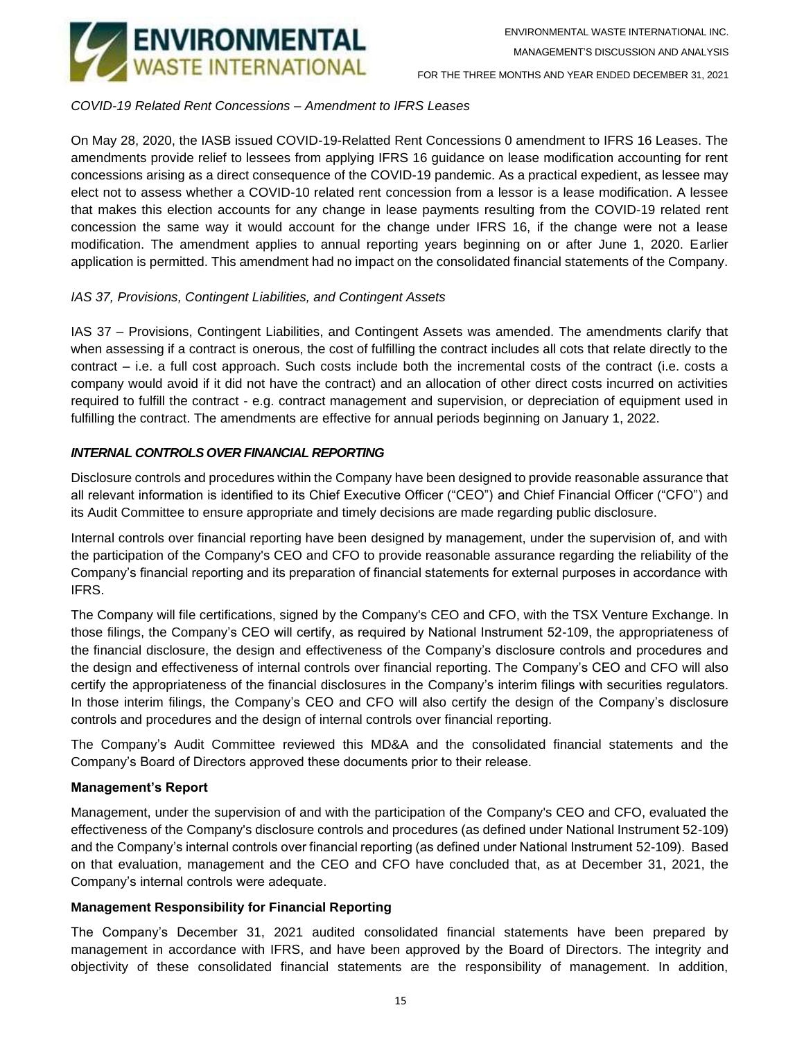*COVID-19 Related Rent Concessions – Amendment to IFRS Leases*

On May 28, 2020, the IASB issued COVID-19-Relatted Rent Concessions 0 amendment to IFRS 16 Leases. The amendments provide relief to lessees from applying IFRS 16 guidance on lease modification accounting for rent concessions arising as a direct consequence of the COVID-19 pandemic. As a practical expedient, as lessee may elect not to assess whether a COVID-10 related rent concession from a lessor is a lease modification. A lessee that makes this election accounts for any change in lease payments resulting from the COVID-19 related rent concession the same way it would account for the change under IFRS 16, if the change were not a lease modification. The amendment applies to annual reporting years beginning on or after June 1, 2020. Earlier application is permitted. This amendment had no impact on the consolidated financial statements of the Company.

*IAS 37, Provisions, Contingent Liabilities, and Contingent Assets*

IAS 37 – Provisions, Contingent Liabilities, and Contingent Assets was amended. The amendments clarify that when assessing if a contract is onerous, the cost of fulfilling the contract includes all cots that relate directly to the contract – i.e. a full cost approach. Such costs include both the incremental costs of the contract (i.e. costs a company would avoid if it did not have the contract) and an allocation of other direct costs incurred on activities required to fulfill the contract - e.g. contract management and supervision, or depreciation of equipment used in fulfilling the contract. The amendments are effective for annual periods beginning on January 1, 2022.

***INTERNAL CONTROLS OVER FINANCIAL REPORTING***

Disclosure controls and procedures within the Company have been designed to provide reasonable assurance that all relevant information is identified to its Chief Executive Officer ("CEO") and Chief Financial Officer ("CFO") and its Audit Committee to ensure appropriate and timely decisions are made regarding public disclosure.

Internal controls over financial reporting have been designed by management, under the supervision of, and with the participation of the Company's CEO and CFO to provide reasonable assurance regarding the reliability of the Company's financial reporting and its preparation of financial statements for external purposes in accordance with IFRS.

The Company will file certifications, signed by the Company's CEO and CFO, with the TSX Venture Exchange. In those filings, the Company's CEO will certify, as required by National Instrument 52-109, the appropriateness of the financial disclosure, the design and effectiveness of the Company's disclosure controls and procedures and the design and effectiveness of internal controls over financial reporting. The Company's CEO and CFO will also certify the appropriateness of the financial disclosures in the Company's interim filings with securities regulators. In those interim filings, the Company's CEO and CFO will also certify the design of the Company's disclosure controls and procedures and the design of internal controls over financial reporting.

The Company's Audit Committee reviewed this MD&A and the consolidated financial statements and the Company's Board of Directors approved these documents prior to their release.

**Management's Report**

Management, under the supervision of and with the participation of the Company's CEO and CFO, evaluated the effectiveness of the Company's disclosure controls and procedures (as defined under National Instrument 52-109) and the Company's internal controls over financial reporting (as defined under National Instrument 52-109). Based on that evaluation, management and the CEO and CFO have concluded that, as at December 31, 2021, the Company's internal controls were adequate.

**Management Responsibility for Financial Reporting**

The Company's December 31, 2021 audited consolidated financial statements have been prepared by management in accordance with IFRS, and have been approved by the Board of Directors. The integrity and objectivity of these consolidated financial statements are the responsibility of management. In addition,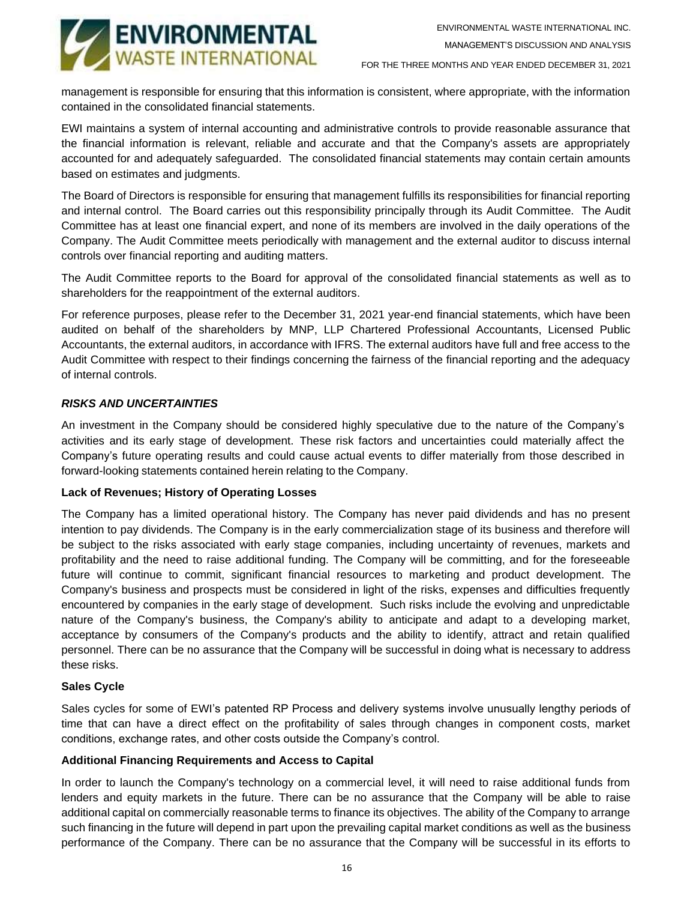management is responsible for ensuring that this information is consistent, where appropriate, with the information contained in the consolidated financial statements.

EWI maintains a system of internal accounting and administrative controls to provide reasonable assurance that the financial information is relevant, reliable and accurate and that the Company's assets are appropriately accounted for and adequately safeguarded. The consolidated financial statements may contain certain amounts based on estimates and judgments.

The Board of Directors is responsible for ensuring that management fulfills its responsibilities for financial reporting and internal control. The Board carries out this responsibility principally through its Audit Committee. The Audit Committee has at least one financial expert, and none of its members are involved in the daily operations of the Company. The Audit Committee meets periodically with management and the external auditor to discuss internal controls over financial reporting and auditing matters.

The Audit Committee reports to the Board for approval of the consolidated financial statements as well as to shareholders for the reappointment of the external auditors.

For reference purposes, please refer to the December 31, 2021 year-end financial statements, which have been audited on behalf of the shareholders by MNP, LLP Chartered Professional Accountants, Licensed Public Accountants, the external auditors, in accordance with IFRS. The external auditors have full and free access to the Audit Committee with respect to their findings concerning the fairness of the financial reporting and the adequacy of internal controls.

## *RISKS AND UNCERTAINTIES*

An investment in the Company should be considered highly speculative due to the nature of the Company's activities and its early stage of development. These risk factors and uncertainties could materially affect the Company's future operating results and could cause actual events to differ materially from those described in forward-looking statements contained herein relating to the Company.

### Lack of Revenues; History of Operating Losses

The Company has a limited operational history. The Company has never paid dividends and has no present intention to pay dividends. The Company is in the early commercialization stage of its business and therefore will be subject to the risks associated with early stage companies, including uncertainty of revenues, markets and profitability and the need to raise additional funding. The Company will be committing, and for the foreseeable future will continue to commit, significant financial resources to marketing and product development. The Company's business and prospects must be considered in light of the risks, expenses and difficulties frequently encountered by companies in the early stage of development. Such risks include the evolving and unpredictable nature of the Company's business, the Company's ability to anticipate and adapt to a developing market, acceptance by consumers of the Company's products and the ability to identify, attract and retain qualified personnel. There can be no assurance that the Company will be successful in doing what is necessary to address these risks.

### Sales Cycle

Sales cycles for some of EWI's patented RP Process and delivery systems involve unusually lengthy periods of time that can have a direct effect on the profitability of sales through changes in component costs, market conditions, exchange rates, and other costs outside the Company's control.

### Additional Financing Requirements and Access to Capital

In order to launch the Company's technology on a commercial level, it will need to raise additional funds from lenders and equity markets in the future. There can be no assurance that the Company will be able to raise additional capital on commercially reasonable terms to finance its objectives. The ability of the Company to arrange such financing in the future will depend in part upon the prevailing capital market conditions as well as the business performance of the Company. There can be no assurance that the Company will be successful in its efforts to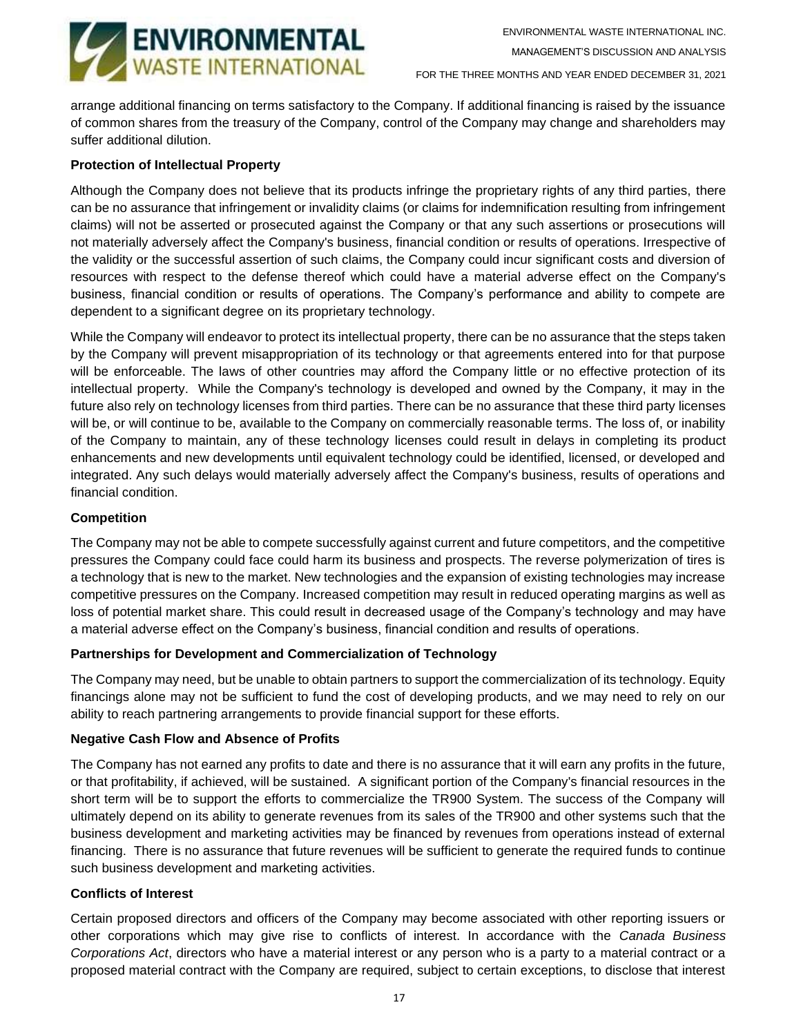arrange additional financing on terms satisfactory to the Company. If additional financing is raised by the issuance of common shares from the treasury of the Company, control of the Company may change and shareholders may suffer additional dilution.

**Protection of Intellectual Property**

Although the Company does not believe that its products infringe the proprietary rights of any third parties, there can be no assurance that infringement or invalidity claims (or claims for indemnification resulting from infringement claims) will not be asserted or prosecuted against the Company or that any such assertions or prosecutions will not materially adversely affect the Company's business, financial condition or results of operations. Irrespective of the validity or the successful assertion of such claims, the Company could incur significant costs and diversion of resources with respect to the defense thereof which could have a material adverse effect on the Company's business, financial condition or results of operations. The Company's performance and ability to compete are dependent to a significant degree on its proprietary technology.

While the Company will endeavor to protect its intellectual property, there can be no assurance that the steps taken by the Company will prevent misappropriation of its technology or that agreements entered into for that purpose will be enforceable. The laws of other countries may afford the Company little or no effective protection of its intellectual property. While the Company's technology is developed and owned by the Company, it may in the future also rely on technology licenses from third parties. There can be no assurance that these third party licenses will be, or will continue to be, available to the Company on commercially reasonable terms. The loss of, or inability of the Company to maintain, any of these technology licenses could result in delays in completing its product enhancements and new developments until equivalent technology could be identified, licensed, or developed and integrated. Any such delays would materially adversely affect the Company's business, results of operations and financial condition.

**Competition**

The Company may not be able to compete successfully against current and future competitors, and the competitive pressures the Company could face could harm its business and prospects. The reverse polymerization of tires is a technology that is new to the market. New technologies and the expansion of existing technologies may increase competitive pressures on the Company. Increased competition may result in reduced operating margins as well as loss of potential market share. This could result in decreased usage of the Company's technology and may have a material adverse effect on the Company's business, financial condition and results of operations.

**Partnerships for Development and Commercialization of Technology**

The Company may need, but be unable to obtain partners to support the commercialization of its technology. Equity financings alone may not be sufficient to fund the cost of developing products, and we may need to rely on our ability to reach partnering arrangements to provide financial support for these efforts.

**Negative Cash Flow and Absence of Profits**

The Company has not earned any profits to date and there is no assurance that it will earn any profits in the future, or that profitability, if achieved, will be sustained. A significant portion of the Company's financial resources in the short term will be to support the efforts to commercialize the TR900 System. The success of the Company will ultimately depend on its ability to generate revenues from its sales of the TR900 and other systems such that the business development and marketing activities may be financed by revenues from operations instead of external financing. There is no assurance that future revenues will be sufficient to generate the required funds to continue such business development and marketing activities.

**Conflicts of Interest**

Certain proposed directors and officers of the Company may become associated with other reporting issuers or other corporations which may give rise to conflicts of interest. In accordance with the *Canada Business Corporations Act*, directors who have a material interest or any person who is a party to a material contract or a proposed material contract with the Company are required, subject to certain exceptions, to disclose that interest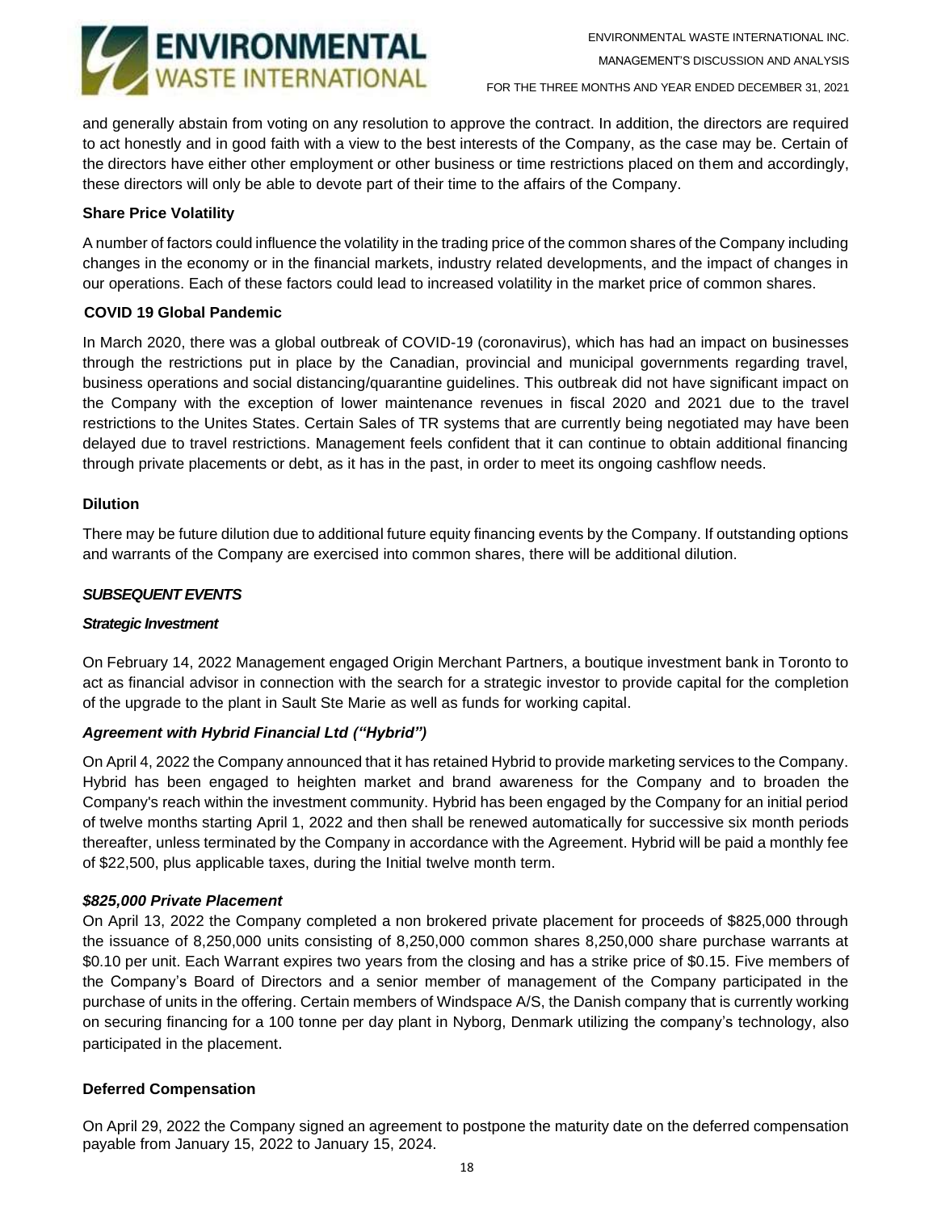and generally abstain from voting on any resolution to approve the contract. In addition, the directors are required to act honestly and in good faith with a view to the best interests of the Company, as the case may be. Certain of the directors have either other employment or other business or time restrictions placed on them and accordingly, these directors will only be able to devote part of their time to the affairs of the Company.

**Share Price Volatility**

A number of factors could influence the volatility in the trading price of the common shares of the Company including changes in the economy or in the financial markets, industry related developments, and the impact of changes in our operations. Each of these factors could lead to increased volatility in the market price of common shares.

**COVID 19 Global Pandemic**

In March 2020, there was a global outbreak of COVID-19 (coronavirus), which has had an impact on businesses through the restrictions put in place by the Canadian, provincial and municipal governments regarding travel, business operations and social distancing/quarantine guidelines. This outbreak did not have significant impact on the Company with the exception of lower maintenance revenues in fiscal 2020 and 2021 due to the travel restrictions to the Unites States. Certain Sales of TR systems that are currently being negotiated may have been delayed due to travel restrictions. Management feels confident that it can continue to obtain additional financing through private placements or debt, as it has in the past, in order to meet its ongoing cashflow needs.

**Dilution**

There may be future dilution due to additional future equity financing events by the Company. If outstanding options and warrants of the Company are exercised into common shares, there will be additional dilution.

***SUBSEQUENT EVENTS***

***Strategic Investment***

On February 14, 2022 Management engaged Origin Merchant Partners, a boutique investment bank in Toronto to act as financial advisor in connection with the search for a strategic investor to provide capital for the completion of the upgrade to the plant in Sault Ste Marie as well as funds for working capital.

***Agreement with Hybrid Financial Ltd ("Hybrid")***

On April 4, 2022 the Company announced that it has retained Hybrid to provide marketing services to the Company. Hybrid has been engaged to heighten market and brand awareness for the Company and to broaden the Company's reach within the investment community. Hybrid has been engaged by the Company for an initial period of twelve months starting April 1, 2022 and then shall be renewed automatically for successive six month periods thereafter, unless terminated by the Company in accordance with the Agreement. Hybrid will be paid a monthly fee of $22,500, plus applicable taxes, during the Initial twelve month term.

***$825,000 Private Placement***

On April 13, 2022 the Company completed a non brokered private placement for proceeds of $825,000 through the issuance of 8,250,000 units consisting of 8,250,000 common shares 8,250,000 share purchase warrants at $0.10 per unit. Each Warrant expires two years from the closing and has a strike price of $0.15. Five members of the Company's Board of Directors and a senior member of management of the Company participated in the purchase of units in the offering. Certain members of Windspace A/S, the Danish company that is currently working on securing financing for a 100 tonne per day plant in Nyborg, Denmark utilizing the company's technology, also participated in the placement.

**Deferred Compensation**

On April 29, 2022 the Company signed an agreement to postpone the maturity date on the deferred compensation payable from January 15, 2022 to January 15, 2024.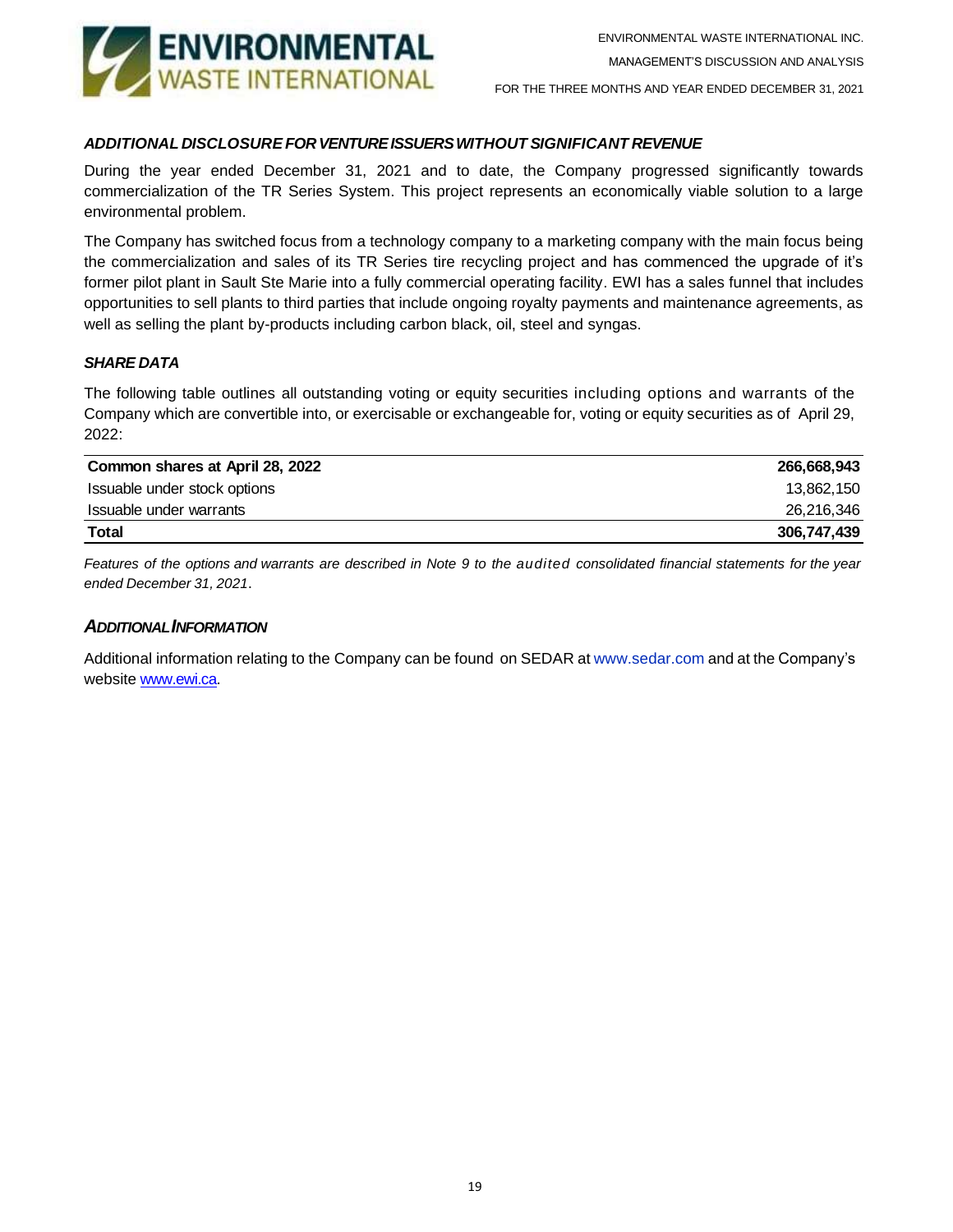### *ADDITIONAL DISCLOSURE FOR VENTURE ISSUERS WITHOUT SIGNIFICANT REVENUE*

During the year ended December 31, 2021 and to date, the Company progressed significantly towards commercialization of the TR Series System. This project represents an economically viable solution to a large environmental problem.

The Company has switched focus from a technology company to a marketing company with the main focus being the commercialization and sales of its TR Series tire recycling project and has commenced the upgrade of it's former pilot plant in Sault Ste Marie into a fully commercial operating facility. EWI has a sales funnel that includes opportunities to sell plants to third parties that include ongoing royalty payments and maintenance agreements, as well as selling the plant by-products including carbon black, oil, steel and syngas.

### *SHARE DATA*

The following table outlines all outstanding voting or equity securities including options and warrants of the Company which are convertible into, or exercisable or exchangeable for, voting or equity securities as of April 29, 2022:

| | |
|---|---:|
| **Common shares at April 28, 2022** | **266,668,943** |
| Issuable under stock options | 13,862,150 |
| Issuable under warrants | 26,216,346 |
| **Total** | **306,747,439** |

*Features of the options and warrants are described in Note 9 to the audited consolidated financial statements for the year ended December 31, 2021.*

### *ADDITIONAL INFORMATION*

Additional information relating to the Company can be found on SEDAR at www.sedar.com and at the Company's website www.ewi.ca.